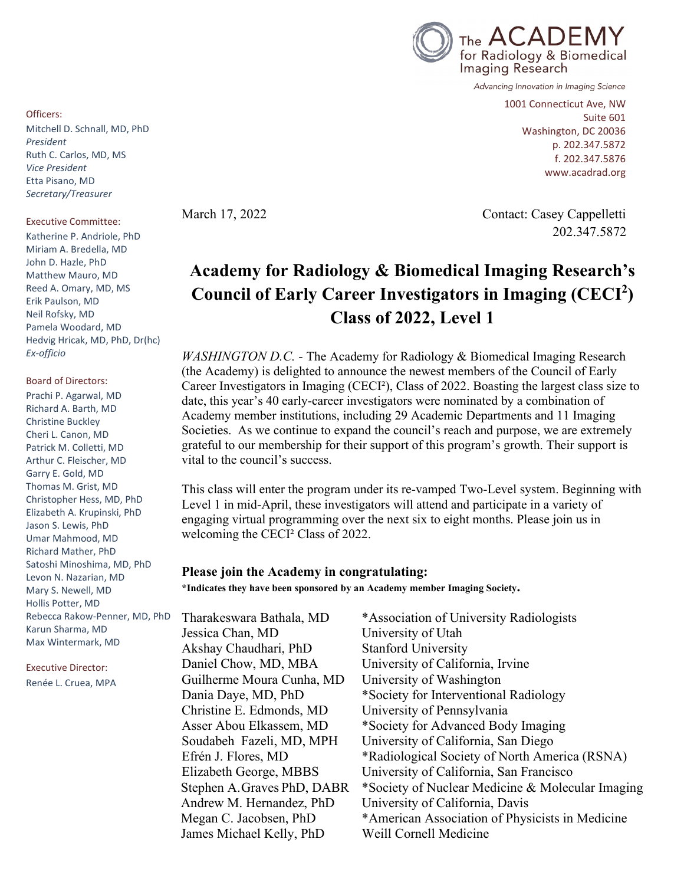The ACADEMY for Radiology & Biomedical Imaging Research

*Advancing Innovation in Imaging Science*

1001 Connecticut Ave, NW
Suite 601
Washington, DC 20036
p. 202.347.5872
f. 202.347.5876
www.acadrad.org

Officers:
Mitchell D. Schnall, MD, PhD
*President*
Ruth C. Carlos, MD, MS
*Vice President*
Etta Pisano, MD
*Secretary/Treasurer*

Executive Committee:
Katherine P. Andriole, PhD
Miriam A. Bredella, MD
John D. Hazle, PhD
Matthew Mauro, MD
Reed A. Omary, MD, MS
Erik Paulson, MD
Neil Rofsky, MD
Pamela Woodard, MD
Hedvig Hricak, MD, PhD, Dr(hc)
*Ex-officio*

Board of Directors:
Prachi P. Agarwal, MD
Richard A. Barth, MD
Christine Buckley
Cheri L. Canon, MD
Patrick M. Colletti, MD
Arthur C. Fleischer, MD
Garry E. Gold, MD
Thomas M. Grist, MD
Christopher Hess, MD, PhD
Elizabeth A. Krupinski, PhD
Jason S. Lewis, PhD
Umar Mahmood, MD
Richard Mather, PhD
Satoshi Minoshima, MD, PhD
Levon N. Nazarian, MD
Mary S. Newell, MD
Hollis Potter, MD
Rebecca Rakow-Penner, MD, PhD
Karun Sharma, MD
Max Wintermark, MD

Executive Director:
Renée L. Cruea, MPA

March 17, 2022

Contact: Casey Cappelletti
202.347.5872

# Academy for Radiology & Biomedical Imaging Research's Council of Early Career Investigators in Imaging (CECI²) Class of 2022, Level 1

*WASHINGTON D.C.* - The Academy for Radiology & Biomedical Imaging Research (the Academy) is delighted to announce the newest members of the Council of Early Career Investigators in Imaging (CECI²), Class of 2022. Boasting the largest class size to date, this year's 40 early-career investigators were nominated by a combination of Academy member institutions, including 29 Academic Departments and 11 Imaging Societies. As we continue to expand the council's reach and purpose, we are extremely grateful to our membership for their support of this program's growth. Their support is vital to the council's success.

This class will enter the program under its re-vamped Two-Level system. Beginning with Level 1 in mid-April, these investigators will attend and participate in a variety of engaging virtual programming over the next six to eight months. Please join us in welcoming the CECI² Class of 2022.

**Please join the Academy in congratulating:**

**\*Indicates they have been sponsored by an Academy member Imaging Society.**

| | |
|---|---|
| Tharakeswara Bathala, MD | *Association of University Radiologists |
| Jessica Chan, MD | University of Utah |
| Akshay Chaudhari, PhD | Stanford University |
| Daniel Chow, MD, MBA | University of California, Irvine |
| Guilherme Moura Cunha, MD | University of Washington |
| Dania Daye, MD, PhD | *Society for Interventional Radiology |
| Christine E. Edmonds, MD | University of Pennsylvania |
| Asser Abou Elkassem, MD | *Society for Advanced Body Imaging |
| Soudabeh Fazeli, MD, MPH | University of California, San Diego |
| Efrén J. Flores, MD | *Radiological Society of North America (RSNA) |
| Elizabeth George, MBBS | University of California, San Francisco |
| Stephen A. Graves PhD, DABR | *Society of Nuclear Medicine & Molecular Imaging |
| Andrew M. Hernandez, PhD | University of California, Davis |
| Megan C. Jacobsen, PhD | *American Association of Physicists in Medicine |
| James Michael Kelly, PhD | Weill Cornell Medicine |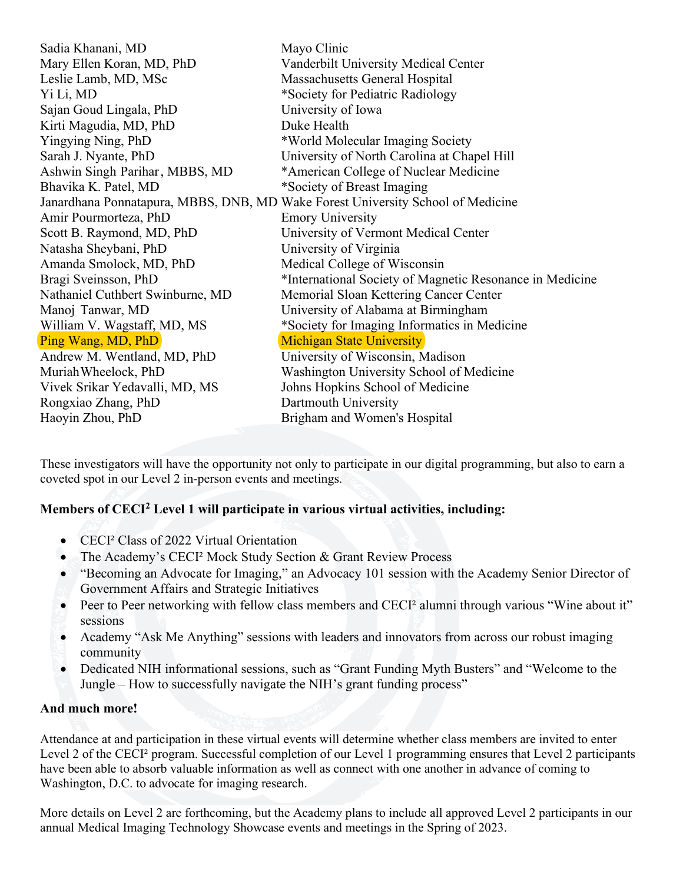| | |
|---|---|
| Sadia Khanani, MD | Mayo Clinic |
| Mary Ellen Koran, MD, PhD | Vanderbilt University Medical Center |
| Leslie Lamb, MD, MSc | Massachusetts General Hospital |
| Yi Li, MD | *Society for Pediatric Radiology |
| Sajan Goud Lingala, PhD | University of Iowa |
| Kirti Magudia, MD, PhD | Duke Health |
| Yingying Ning, PhD | *World Molecular Imaging Society |
| Sarah J. Nyante, PhD | University of North Carolina at Chapel Hill |
| Ashwin Singh Parihar, MBBS, MD | *American College of Nuclear Medicine |
| Bhavika K. Patel, MD | *Society of Breast Imaging |
| Janardhana Ponnatapura, MBBS, DNB, MD | Wake Forest University School of Medicine |
| Amir Pourmorteza, PhD | Emory University |
| Scott B. Raymond, MD, PhD | University of Vermont Medical Center |
| Natasha Sheybani, PhD | University of Virginia |
| Amanda Smolock, MD, PhD | Medical College of Wisconsin |
| Bragi Sveinsson, PhD | *International Society of Magnetic Resonance in Medicine |
| Nathaniel Cuthbert Swinburne, MD | Memorial Sloan Kettering Cancer Center |
| Manoj Tanwar, MD | University of Alabama at Birmingham |
| William V. Wagstaff, MD, MS | *Society for Imaging Informatics in Medicine |
| Ping Wang, MD, PhD | Michigan State University |
| Andrew M. Wentland, MD, PhD | University of Wisconsin, Madison |
| Muriah Wheelock, PhD | Washington University School of Medicine |
| Vivek Srikar Yedavalli, MD, MS | Johns Hopkins School of Medicine |
| Rongxiao Zhang, PhD | Dartmouth University |
| Haoyin Zhou, PhD | Brigham and Women's Hospital |

These investigators will have the opportunity not only to participate in our digital programming, but also to earn a coveted spot in our Level 2 in-person events and meetings.

**Members of CECI² Level 1 will participate in various virtual activities, including:**

- CECI² Class of 2022 Virtual Orientation
- The Academy's CECI² Mock Study Section & Grant Review Process
- "Becoming an Advocate for Imaging," an Advocacy 101 session with the Academy Senior Director of Government Affairs and Strategic Initiatives
- Peer to Peer networking with fellow class members and CECI² alumni through various "Wine about it" sessions
- Academy "Ask Me Anything" sessions with leaders and innovators from across our robust imaging community
- Dedicated NIH informational sessions, such as "Grant Funding Myth Busters" and "Welcome to the Jungle – How to successfully navigate the NIH's grant funding process"

**And much more!**

Attendance at and participation in these virtual events will determine whether class members are invited to enter Level 2 of the CECI² program. Successful completion of our Level 1 programming ensures that Level 2 participants have been able to absorb valuable information as well as connect with one another in advance of coming to Washington, D.C. to advocate for imaging research.

More details on Level 2 are forthcoming, but the Academy plans to include all approved Level 2 participants in our annual Medical Imaging Technology Showcase events and meetings in the Spring of 2023.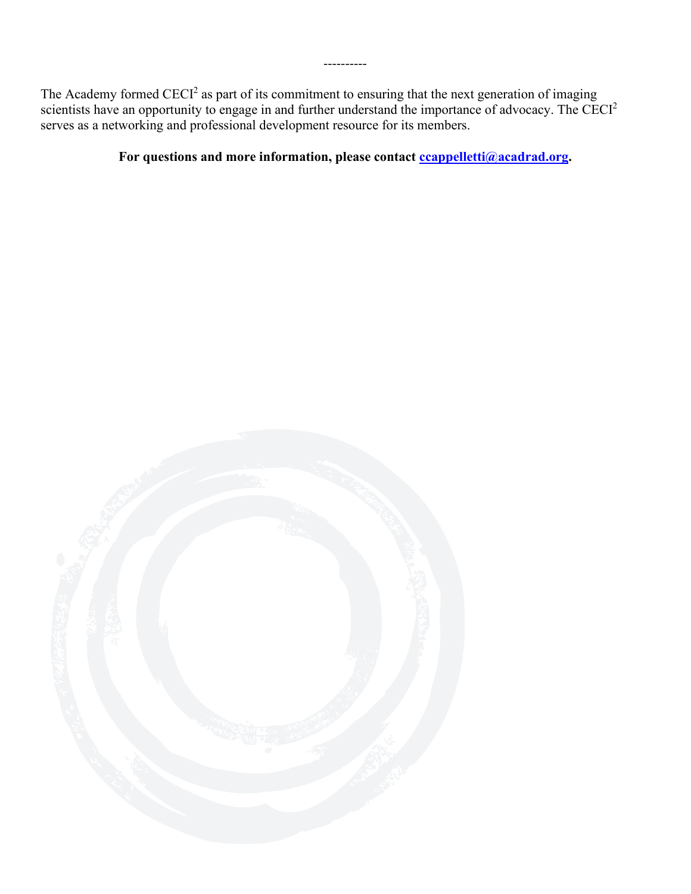----------

The Academy formed $CECI^2$ as part of its commitment to ensuring that the next generation of imaging scientists have an opportunity to engage in and further understand the importance of advocacy. The $CECI^2$ serves as a networking and professional development resource for its members.

**For questions and more information, please contact ccappelletti@acadrad.org.**